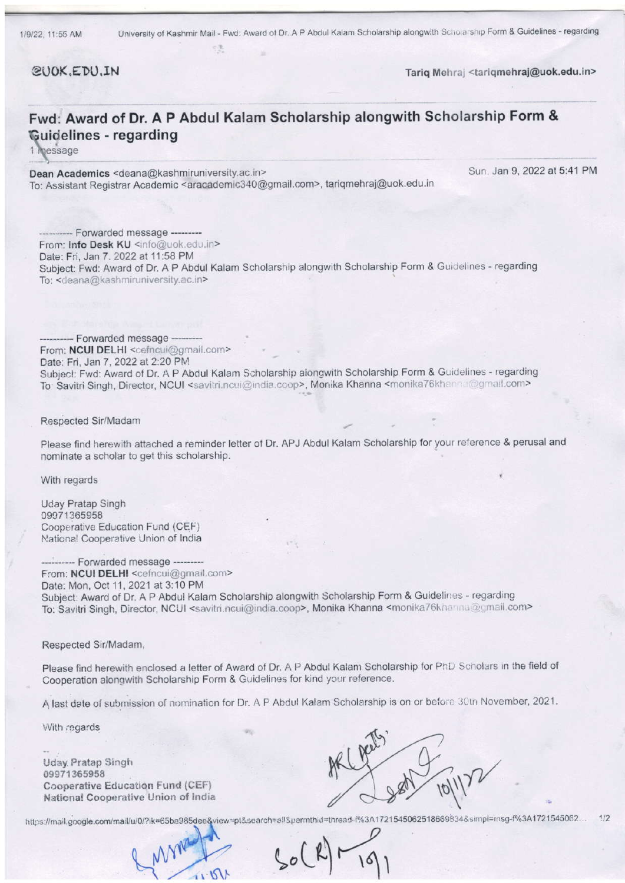@UOK.EDU.IN

Tariq Mehraj <tariqmehraj@uok.edu.in>

# Fwd: Award of Dr. A P Abdul Kalam Scholarship alongwith Scholarship Form & Guidelines - regarding

1 message

**Dean Academics** <deana@kashmiruniversity.ac.in> Sun, Jan 9, 2022 at 5:41 PM
To: Assistant Registrar Academic <aracademic340@gmail.com>, tariqmehraj@uok.edu.in

---------- Forwarded message ---------
From: **Info Desk KU** <info@uok.edu.in>
Date: Fri, Jan 7, 2022 at 11:58 PM
Subject: Fwd: Award of Dr. A P Abdul Kalam Scholarship alongwith Scholarship Form & Guidelines - regarding
To: <deana@kashmiruniversity.ac.in>

---------- Forwarded message ---------
From: **NCUI DELHI** <cefncui@gmail.com>
Date: Fri, Jan 7, 2022 at 2:20 PM
Subject: Fwd: Award of Dr. A P Abdul Kalam Scholarship alongwith Scholarship Form & Guidelines - regarding
To: Savitri Singh, Director, NCUI <savitri.ncui@india.coop>, Monika Khanna <monika76khanna@gmail.com>

Respected Sir/Madam

Please find herewith attached a reminder letter of Dr. APJ Abdul Kalam Scholarship for your reference & perusal and nominate a scholar to get this scholarship.

With regards

Uday Pratap Singh
09971365958
Cooperative Education Fund (CEF)
National Cooperative Union of India

---------- Forwarded message ---------
From: **NCUI DELHI** <cefncui@gmail.com>
Date: Mon, Oct 11, 2021 at 3:10 PM
Subject: Award of Dr. A P Abdul Kalam Scholarship alongwith Scholarship Form & Guidelines - regarding
To: Savitri Singh, Director, NCUI <savitri.ncui@india.coop>, Monika Khanna <monika76khanna@gmail.com>

Respected Sir/Madam,

Please find herewith enclosed a letter of Award of Dr. A P Abdul Kalam Scholarship for PhD Scholars in the field of Cooperation alongwith Scholarship Form & Guidelines for kind your reference.

A last date of submission of nomination for Dr. A P Abdul Kalam Scholarship is on or before 30th November, 2021.

With regards

Uday Pratap Singh
09971365958
Cooperative Education Fund (CEF)
National Cooperative Union of India

AR (Acdts) 10/1/22

SO(R) 10/1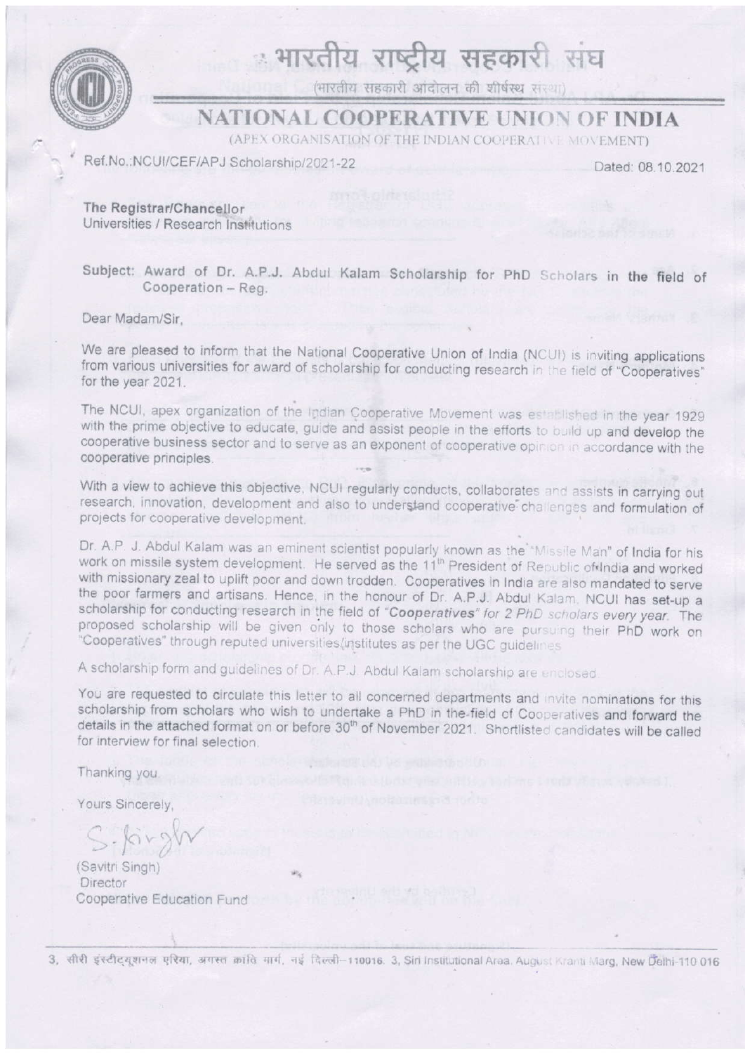# भारतीय राष्ट्रीय सहकारी संघ

(भारतीय सहकारी आंदोलन की शीर्षस्थ संस्था)

# NATIONAL COOPERATIVE UNION OF INDIA

(APEX ORGANISATION OF THE INDIAN COOPERATIVE MOVEMENT)

Ref.No.:NCUI/CEF/APJ Scholarship/2021-22

Dated: 08.10.2021

**The Registrar/Chancellor**
Universities / Research Institutions

**Subject: Award of Dr. A.P.J. Abdul Kalam Scholarship for PhD Scholars in the field of Cooperation – Reg.**

Dear Madam/Sir,

We are pleased to inform that the National Cooperative Union of India (NCUI) is inviting applications from various universities for award of scholarship for conducting research in the field of "Cooperatives" for the year 2021.

The NCUI, apex organization of the Indian Cooperative Movement was established in the year 1929 with the prime objective to educate, guide and assist people in the efforts to build up and develop the cooperative business sector and to serve as an exponent of cooperative opinion in accordance with the cooperative principles.

With a view to achieve this objective, NCUI regularly conducts, collaborates and assists in carrying out research, innovation, development and also to understand cooperative challenges and formulation of projects for cooperative development.

Dr. A.P. J. Abdul Kalam was an eminent scientist popularly known as the "Missile Man" of India for his work on missile system development. He served as the 11th President of Republic of India and worked with missionary zeal to uplift poor and down trodden. Cooperatives in India are also mandated to serve the poor farmers and artisans. Hence, in the honour of Dr. A.P.J. Abdul Kalam, NCUI has set-up a scholarship for conducting research in the field of *"Cooperatives" for 2 PhD scholars every year.* The proposed scholarship will be given only to those scholars who are pursuing their PhD work on "Cooperatives" through reputed universities/institutes as per the UGC guidelines.

A scholarship form and guidelines of Dr. A.P.J. Abdul Kalam scholarship are enclosed.

You are requested to circulate this letter to all concerned departments and invite nominations for this scholarship from scholars who wish to undertake a PhD in the field of Cooperatives and forward the details in the attached format on or before 30th of November 2021. Shortlisted candidates will be called for interview for final selection.

Thanking you,

Yours Sincerely,

S. Singh

(Savitri Singh)
Director
Cooperative Education Fund

3, सीरी इंस्टीट्यूशनल एरिया, अगस्त क्रांति मार्ग, नई दिल्ली–110016. 3, Siri Institutional Area, August Kranti Marg, New Delhi-110 016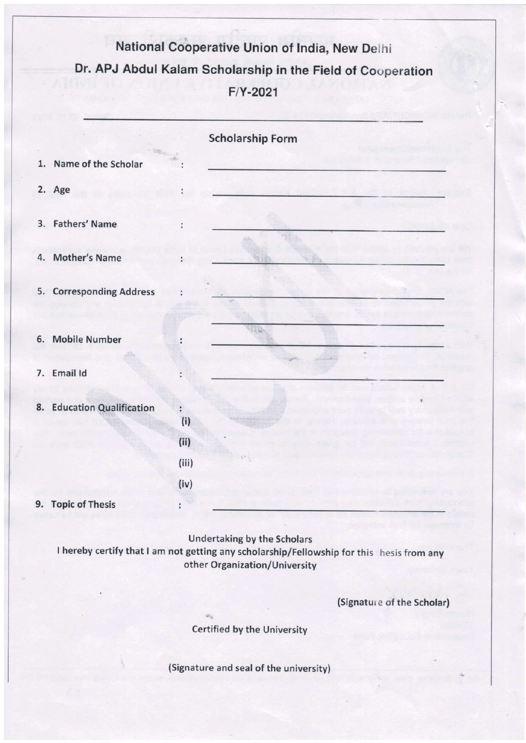# National Cooperative Union of India, New Delhi

## Dr. APJ Abdul Kalam Scholarship in the Field of Cooperation

## F/Y-2021

### Scholarship Form

1. Name of the Scholar : ____________________
2. Age : ____________________
3. Fathers' Name : ____________________
4. Mother's Name : ____________________
5. Corresponding Address : ____________________

   ____________________
6. Mobile Number : ____________________
7. Email Id : ____________________
8. Education Qualification :
   - (i)
   - (ii)
   - (iii)
   - (iv)
9. Topic of Thesis : ____________________

**Undertaking by the Scholars**

**I hereby certify that I am not getting any scholarship/Fellowship for this hesis from any other Organization/University**

**(Signature of the Scholar)**

**Certified by the University**

**(Signature and seal of the university)**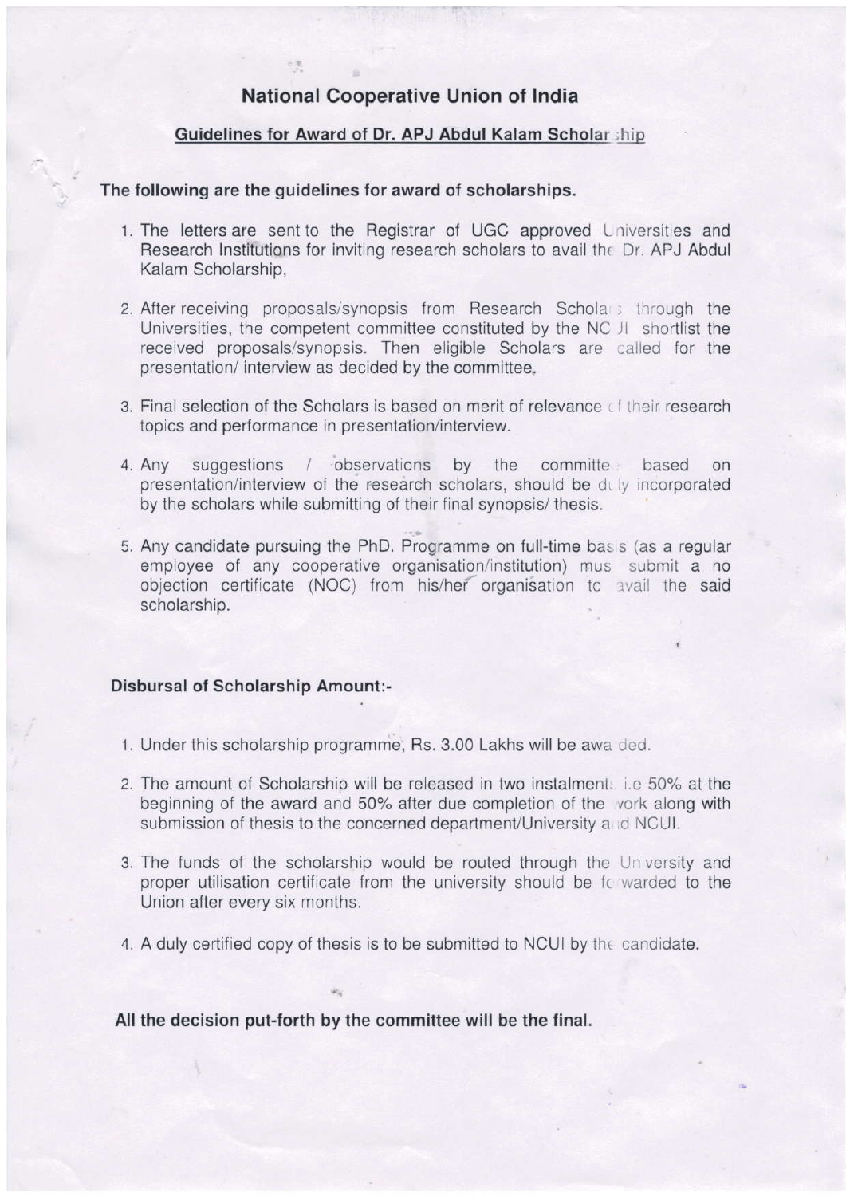# National Cooperative Union of India

## Guidelines for Award of Dr. APJ Abdul Kalam Scholarship

**The following are the guidelines for award of scholarships.**

1. The letters are sent to the Registrar of UGC approved Universities and Research Institutions for inviting research scholars to avail the Dr. APJ Abdul Kalam Scholarship,

2. After receiving proposals/synopsis from Research Scholars through the Universities, the competent committee constituted by the NCUI shortlist the received proposals/synopsis. Then eligible Scholars are called for the presentation/ interview as decided by the committee.

3. Final selection of the Scholars is based on merit of relevance of their research topics and performance in presentation/interview.

4. Any suggestions / observations by the committee based on presentation/interview of the research scholars, should be duly incorporated by the scholars while submitting of their final synopsis/ thesis.

5. Any candidate pursuing the PhD. Programme on full-time basis (as a regular employee of any cooperative organisation/institution) must submit a no objection certificate (NOC) from his/her organisation to avail the said scholarship.

**Disbursal of Scholarship Amount:-**

1. Under this scholarship programme, Rs. 3.00 Lakhs will be awarded.

2. The amount of Scholarship will be released in two instalments i.e 50% at the beginning of the award and 50% after due completion of the work along with submission of thesis to the concerned department/University and NCUI.

3. The funds of the scholarship would be routed through the University and proper utilisation certificate from the university should be forwarded to the Union after every six months.

4. A duly certified copy of thesis is to be submitted to NCUI by the candidate.

**All the decision put-forth by the committee will be the final.**